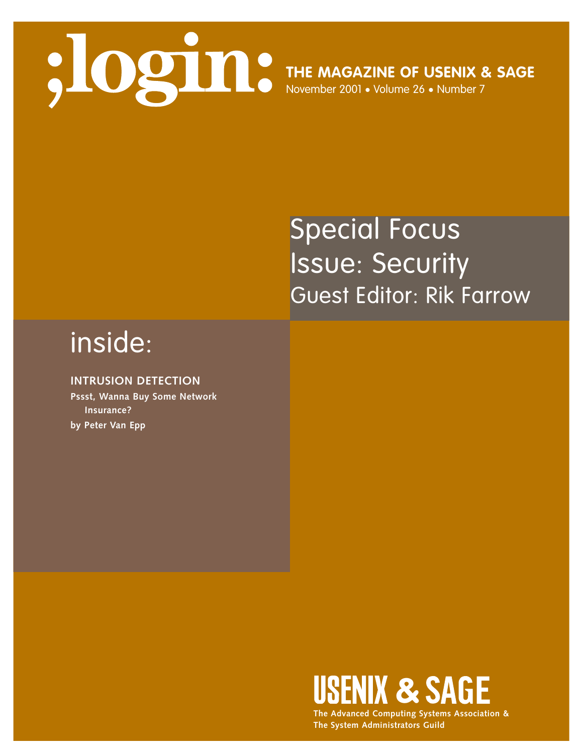# ;login:

**THE MAGAZINE OF USENIX & SAGE**

November 2001 • Volume 26 • Number 7

## Special Focus Issue: Security

### Guest Editor: Rik Farrow

## inside:

**INTRUSION DETECTION**

**Pssst, Wanna Buy Some Network Insurance?**

**by Peter Van Epp**

**USENIX & SAGE**

**The Advanced Computing Systems Association & The System Administrators Guild**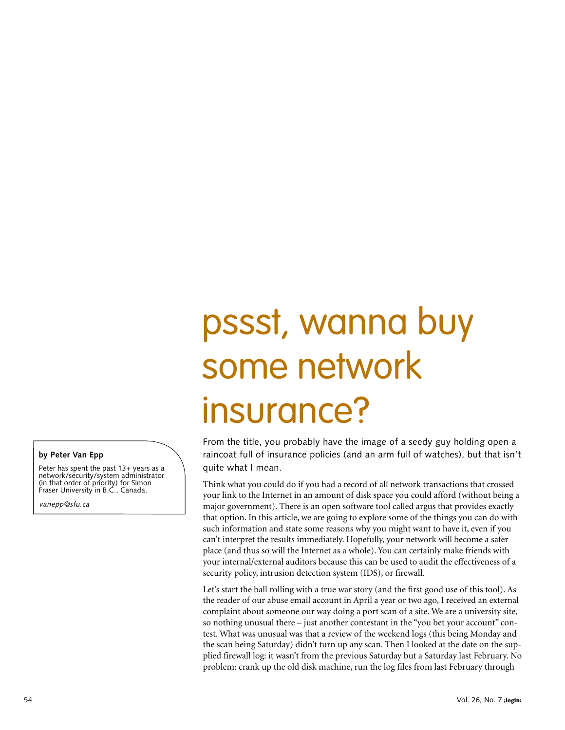# pssst, wanna buy some network insurance?

**by Peter Van Epp**

Peter has spent the past 13+ years as a network/security/system administrator (in that order of priority) for Simon Fraser University in B.C., Canada.

*vanepp@sfu.ca*

From the title, you probably have the image of a seedy guy holding open a raincoat full of insurance policies (and an arm full of watches), but that isn't quite what I mean.

Think what you could do if you had a record of all network transactions that crossed your link to the Internet in an amount of disk space you could afford (without being a major government). There is an open software tool called argus that provides exactly that option. In this article, we are going to explore some of the things you can do with such information and state some reasons why you might want to have it, even if you can't interpret the results immediately. Hopefully, your network will become a safer place (and thus so will the Internet as a whole). You can certainly make friends with your internal/external auditors because this can be used to audit the effectiveness of a security policy, intrusion detection system (IDS), or firewall.

Let's start the ball rolling with a true war story (and the first good use of this tool). As the reader of our abuse email account in April a year or two ago, I received an external complaint about someone our way doing a port scan of a site. We are a university site, so nothing unusual there – just another contestant in the "you bet your account" contest. What was unusual was that a review of the weekend logs (this being Monday and the scan being Saturday) didn't turn up any scan. Then I looked at the date on the supplied firewall log: it wasn't from the previous Saturday but a Saturday last February. No problem: crank up the old disk machine, run the log files from last February through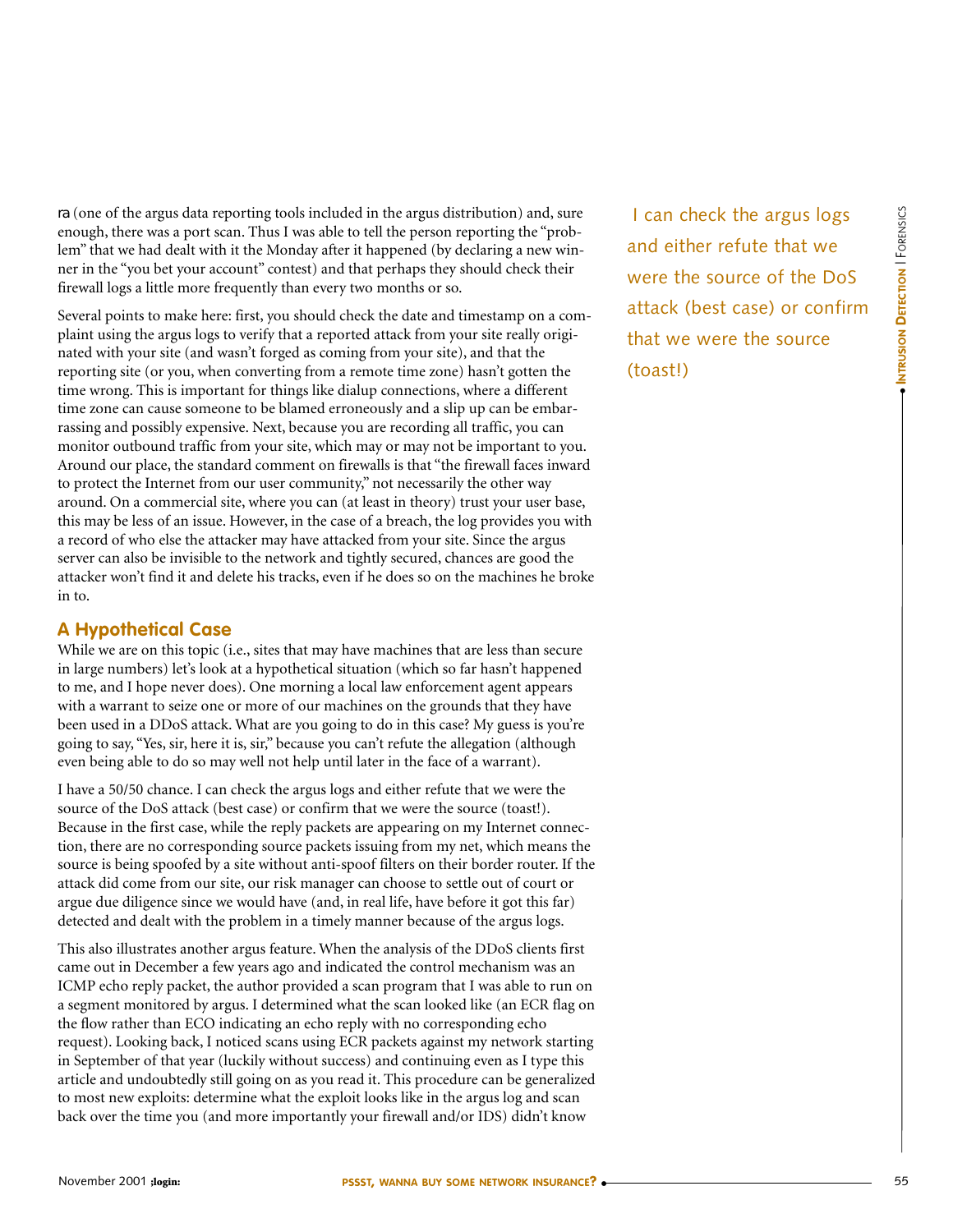ra (one of the argus data reporting tools included in the argus distribution) and, sure enough, there was a port scan. Thus I was able to tell the person reporting the "problem" that we had dealt with it the Monday after it happened (by declaring a new winner in the "you bet your account" contest) and that perhaps they should check their firewall logs a little more frequently than every two months or so.

Several points to make here: first, you should check the date and timestamp on a complaint using the argus logs to verify that a reported attack from your site really originated with your site (and wasn't forged as coming from your site), and that the reporting site (or you, when converting from a remote time zone) hasn't gotten the time wrong. This is important for things like dialup connections, where a different time zone can cause someone to be blamed erroneously and a slip up can be embarrassing and possibly expensive. Next, because you are recording all traffic, you can monitor outbound traffic from your site, which may or may not be important to you. Around our place, the standard comment on firewalls is that "the firewall faces inward to protect the Internet from our user community," not necessarily the other way around. On a commercial site, where you can (at least in theory) trust your user base, this may be less of an issue. However, in the case of a breach, the log provides you with a record of who else the attacker may have attacked from your site. Since the argus server can also be invisible to the network and tightly secured, chances are good the attacker won't find it and delete his tracks, even if he does so on the machines he broke in to.

## A Hypothetical Case

While we are on this topic (i.e., sites that may have machines that are less than secure in large numbers) let's look at a hypothetical situation (which so far hasn't happened to me, and I hope never does). One morning a local law enforcement agent appears with a warrant to seize one or more of our machines on the grounds that they have been used in a DDoS attack. What are you going to do in this case? My guess is you're going to say, "Yes, sir, here it is, sir," because you can't refute the allegation (although even being able to do so may well not help until later in the face of a warrant).

I have a 50/50 chance. I can check the argus logs and either refute that we were the source of the DoS attack (best case) or confirm that we were the source (toast!). Because in the first case, while the reply packets are appearing on my Internet connection, there are no corresponding source packets issuing from my net, which means the source is being spoofed by a site without anti-spoof filters on their border router. If the attack did come from our site, our risk manager can choose to settle out of court or argue due diligence since we would have (and, in real life, have before it got this far) detected and dealt with the problem in a timely manner because of the argus logs.

> I can check the argus logs and either refute that we were the source of the DoS attack (best case) or confirm that we were the source (toast!)

This also illustrates another argus feature. When the analysis of the DDoS clients first came out in December a few years ago and indicated the control mechanism was an ICMP echo reply packet, the author provided a scan program that I was able to run on a segment monitored by argus. I determined what the scan looked like (an ECR flag on the flow rather than ECO indicating an echo reply with no corresponding echo request). Looking back, I noticed scans using ECR packets against my network starting in September of that year (luckily without success) and continuing even as I type this article and undoubtedly still going on as you read it. This procedure can be generalized to most new exploits: determine what the exploit looks like in the argus log and scan back over the time you (and more importantly your firewall and/or IDS) didn't know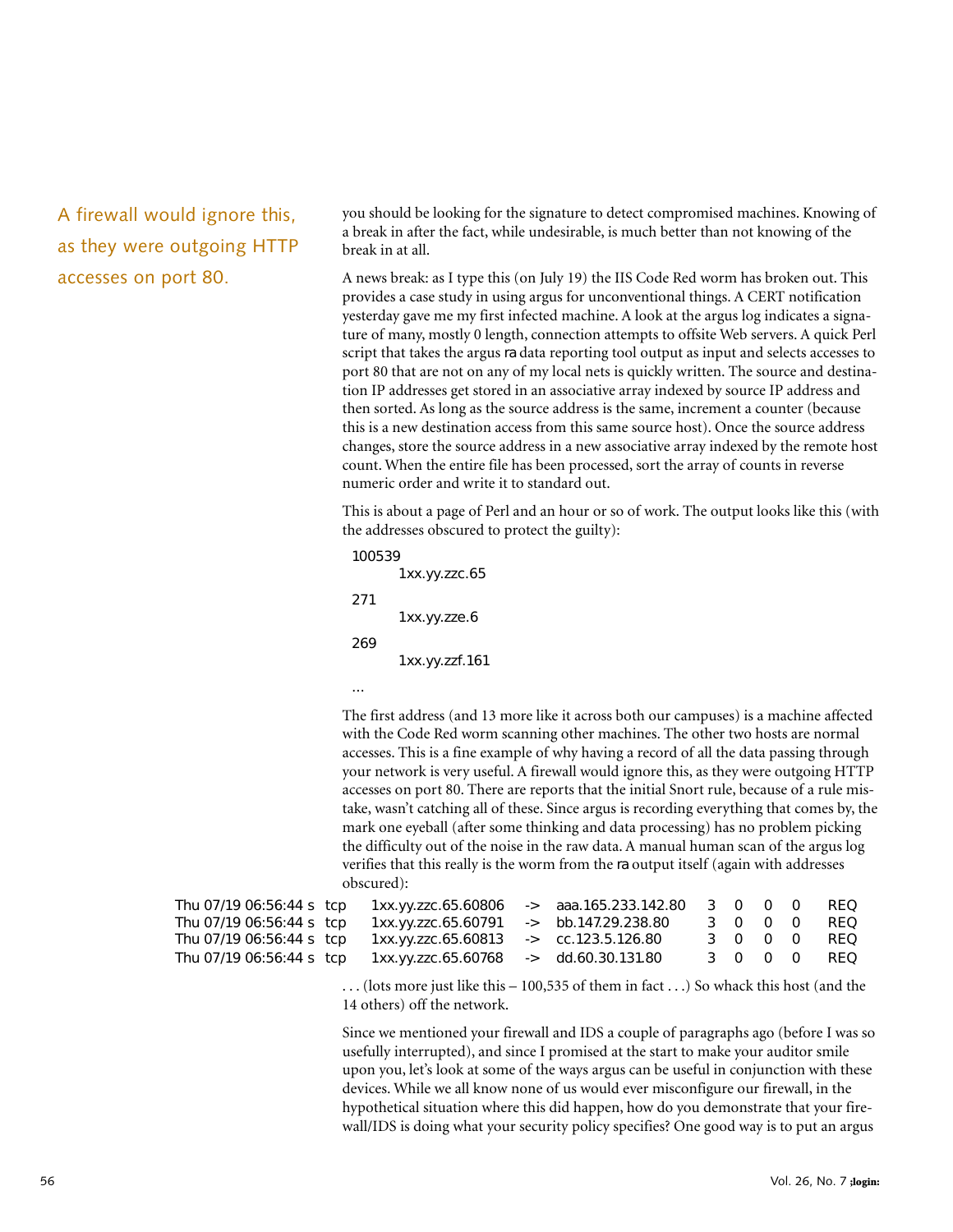A firewall would ignore this, as they were outgoing HTTP accesses on port 80.

you should be looking for the signature to detect compromised machines. Knowing of a break in after the fact, while undesirable, is much better than not knowing of the break in at all.

A news break: as I type this (on July 19) the IIS Code Red worm has broken out. This provides a case study in using argus for unconventional things. A CERT notification yesterday gave me my first infected machine. A look at the argus log indicates a signature of many, mostly 0 length, connection attempts to offsite Web servers. A quick Perl script that takes the argus ra data reporting tool output as input and selects accesses to port 80 that are not on any of my local nets is quickly written. The source and destination IP addresses get stored in an associative array indexed by source IP address and then sorted. As long as the source address is the same, increment a counter (because this is a new destination access from this same source host). Once the source address changes, store the source address in a new associative array indexed by the remote host count. When the entire file has been processed, sort the array of counts in reverse numeric order and write it to standard out.

This is about a page of Perl and an hour or so of work. The output looks like this (with the addresses obscured to protect the guilty):

```
100539
        1xx.yy.zzc.65
271
        1xx.yy.zze.6
269
        1xx.yy.zzf.161
...
```

The first address (and 13 more like it across both our campuses) is a machine affected with the Code Red worm scanning other machines. The other two hosts are normal accesses. This is a fine example of why having a record of all the data passing through your network is very useful. A firewall would ignore this, as they were outgoing HTTP accesses on port 80. There are reports that the initial Snort rule, because of a rule mistake, wasn't catching all of these. Since argus is recording everything that comes by, the mark one eyeball (after some thinking and data processing) has no problem picking the difficulty out of the noise in the raw data. A manual human scan of the argus log verifies that this really is the worm from the ra output itself (again with addresses obscured):

```
Thu 07/19 06:56:44 s  tcp   1xx.yy.zzc.65.60806   ->  aaa.165.233.142.80   3  0  0  0   REQ
Thu 07/19 06:56:44 s  tcp   1xx.yy.zzc.65.60791   ->  bb.147.29.238.80     3  0  0  0   REQ
Thu 07/19 06:56:44 s  tcp   1xx.yy.zzc.65.60813   ->  cc.123.5.126.80      3  0  0  0   REQ
Thu 07/19 06:56:44 s  tcp   1xx.yy.zzc.65.60768   ->  dd.60.30.131.80      3  0  0  0   REQ
```

. . . (lots more just like this – 100,535 of them in fact . . .) So whack this host (and the 14 others) off the network.

Since we mentioned your firewall and IDS a couple of paragraphs ago (before I was so usefully interrupted), and since I promised at the start to make your auditor smile upon you, let's look at some of the ways argus can be useful in conjunction with these devices. While we all know none of us would ever misconfigure our firewall, in the hypothetical situation where this did happen, how do you demonstrate that your firewall/IDS is doing what your security policy specifies? One good way is to put an argus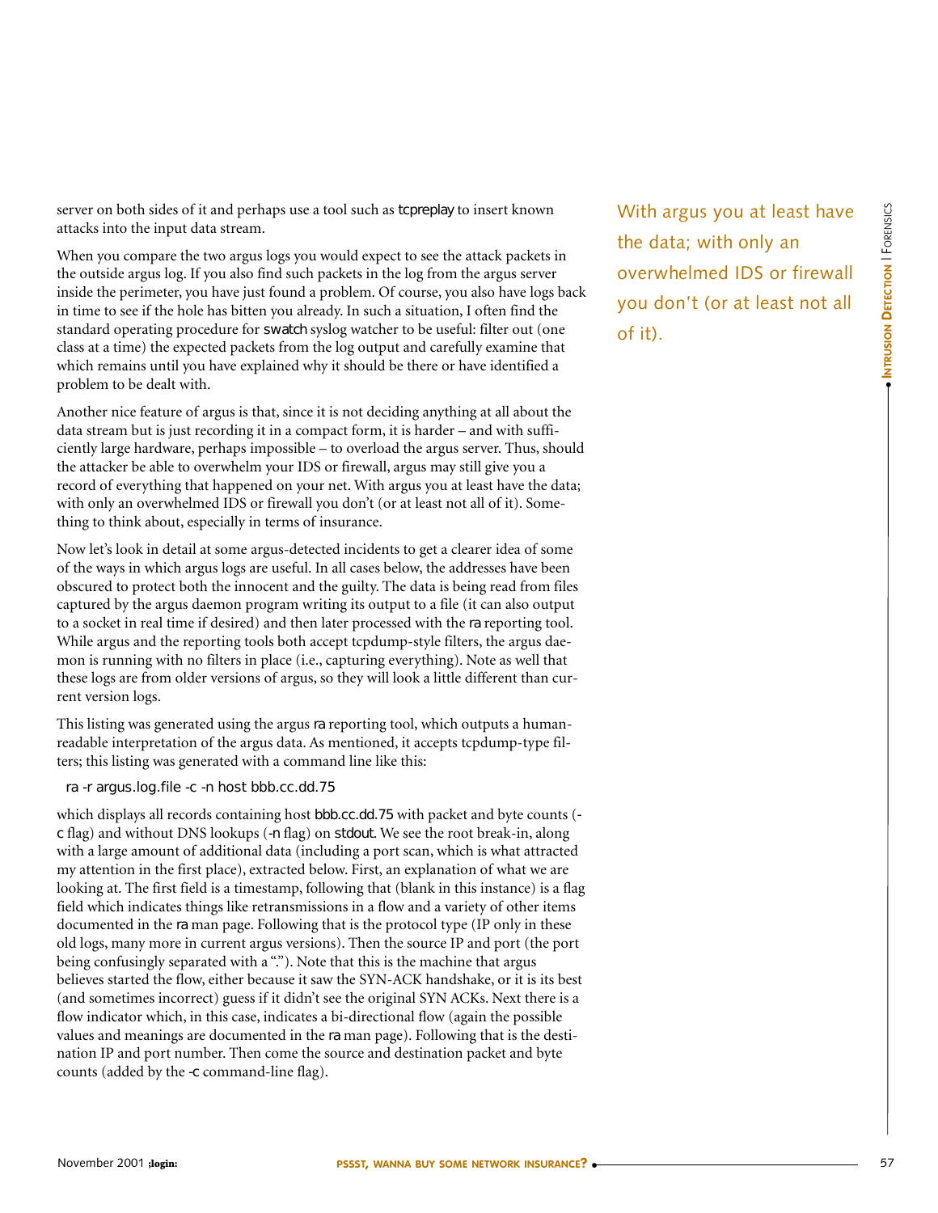server on both sides of it and perhaps use a tool such as tcpreplay to insert known attacks into the input data stream.

When you compare the two argus logs you would expect to see the attack packets in the outside argus log. If you also find such packets in the log from the argus server inside the perimeter, you have just found a problem. Of course, you also have logs back in time to see if the hole has bitten you already. In such a situation, I often find the standard operating procedure for swatch syslog watcher to be useful: filter out (one class at a time) the expected packets from the log output and carefully examine that which remains until you have explained why it should be there or have identified a problem to be dealt with.

Another nice feature of argus is that, since it is not deciding anything at all about the data stream but is just recording it in a compact form, it is harder – and with sufficiently large hardware, perhaps impossible – to overload the argus server. Thus, should the attacker be able to overwhelm your IDS or firewall, argus may still give you a record of everything that happened on your net. With argus you at least have the data; with only an overwhelmed IDS or firewall you don't (or at least not all of it). Something to think about, especially in terms of insurance.

Now let's look in detail at some argus-detected incidents to get a clearer idea of some of the ways in which argus logs are useful. In all cases below, the addresses have been obscured to protect both the innocent and the guilty. The data is being read from files captured by the argus daemon program writing its output to a file (it can also output to a socket in real time if desired) and then later processed with the ra reporting tool. While argus and the reporting tools both accept tcpdump-style filters, the argus daemon is running with no filters in place (i.e., capturing everything). Note as well that these logs are from older versions of argus, so they will look a little different than current version logs.

This listing was generated using the argus ra reporting tool, which outputs a human-readable interpretation of the argus data. As mentioned, it accepts tcpdump-type filters; this listing was generated with a command line like this:

```
ra -r argus.log.file -c -n host bbb.cc.dd.75
```

which displays all records containing host bbb.cc.dd.75 with packet and byte counts (-c flag) and without DNS lookups (-n flag) on stdout. We see the root break-in, along with a large amount of additional data (including a port scan, which is what attracted my attention in the first place), extracted below. First, an explanation of what we are looking at. The first field is a timestamp, following that (blank in this instance) is a flag field which indicates things like retransmissions in a flow and a variety of other items documented in the ra man page. Following that is the protocol type (IP only in these old logs, many more in current argus versions). Then the source IP and port (the port being confusingly separated with a "."). Note that this is the machine that argus believes started the flow, either because it saw the SYN-ACK handshake, or it is its best (and sometimes incorrect) guess if it didn't see the original SYN ACKs. Next there is a flow indicator which, in this case, indicates a bi-directional flow (again the possible values and meanings are documented in the ra man page). Following that is the destination IP and port number. Then come the source and destination packet and byte counts (added by the -c command-line flag).

With argus you at least have the data; with only an overwhelmed IDS or firewall you don't (or at least not all of it).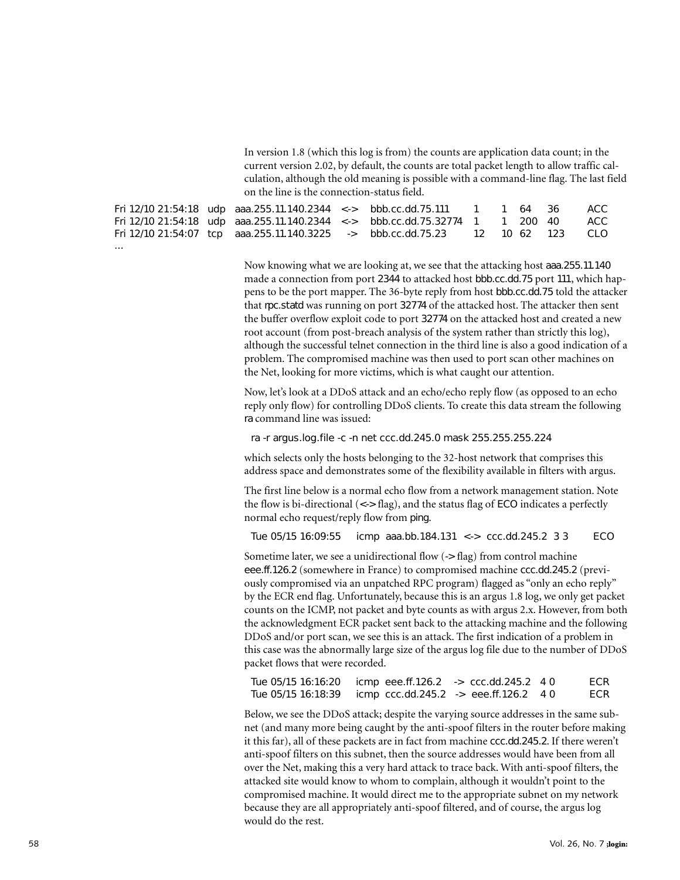In version 1.8 (which this log is from) the counts are application data count; in the current version 2.02, by default, the counts are total packet length to allow traffic calculation, although the old meaning is possible with a command-line flag. The last field on the line is the connection-status field.

```
Fri 12/10 21:54:18  udp  aaa.255.11.140.2344  <->  bbb.cc.dd.75.111     1    1   64    36    ACC
Fri 12/10 21:54:18  udp  aaa.255.11.140.2344  <->  bbb.cc.dd.75.32774   1    1   200   40    ACC
Fri 12/10 21:54:07  tcp  aaa.255.11.140.3225   ->  bbb.cc.dd.75.23      12   10  62    123   CLO
...
```

Now knowing what we are looking at, we see that the attacking host aaa.255.11.140 made a connection from port 2344 to attacked host bbb.cc.dd.75 port 111, which happens to be the port mapper. The 36-byte reply from host bbb.cc.dd.75 told the attacker that rpc.statd was running on port 32774 of the attacked host. The attacker then sent the buffer overflow exploit code to port 32774 on the attacked host and created a new root account (from post-breach analysis of the system rather than strictly this log), although the successful telnet connection in the third line is also a good indication of a problem. The compromised machine was then used to port scan other machines on the Net, looking for more victims, which is what caught our attention.

Now, let's look at a DDoS attack and an echo/echo reply flow (as opposed to an echo reply only flow) for controlling DDoS clients. To create this data stream the following ra command line was issued:

```
ra -r argus.log.file -c -n net ccc.dd.245.0 mask 255.255.255.224
```

which selects only the hosts belonging to the 32-host network that comprises this address space and demonstrates some of the flexibility available in filters with argus.

The first line below is a normal echo flow from a network management station. Note the flow is bi-directional (<-> flag), and the status flag of ECO indicates a perfectly normal echo request/reply flow from ping.

```
Tue 05/15 16:09:55    icmp  aaa.bb.184.131  <->  ccc.dd.245.2  3 3      ECO
```

Sometime later, we see a unidirectional flow (-> flag) from control machine eee.ff.126.2 (somewhere in France) to compromised machine ccc.dd.245.2 (previously compromised via an unpatched RPC program) flagged as "only an echo reply" by the ECR end flag. Unfortunately, because this is an argus 1.8 log, we only get packet counts on the ICMP, not packet and byte counts as with argus 2.x. However, from both the acknowledgment ECR packet sent back to the attacking machine and the following DDoS and/or port scan, we see this is an attack. The first indication of a problem in this case was the abnormally large size of the argus log file due to the number of DDoS packet flows that were recorded.

```
Tue 05/15 16:16:20    icmp  eee.ff.126.2    ->  ccc.dd.245.2   4 0      ECR
Tue 05/15 16:18:39    icmp  ccc.dd.245.2    ->  eee.ff.126.2   4 0      ECR
```

Below, we see the DDoS attack; despite the varying source addresses in the same subnet (and many more being caught by the anti-spoof filters in the router before making it this far), all of these packets are in fact from machine ccc.dd.245.2. If there weren't anti-spoof filters on this subnet, then the source addresses would have been from all over the Net, making this a very hard attack to trace back. With anti-spoof filters, the attacked site would know to whom to complain, although it wouldn't point to the compromised machine. It would direct me to the appropriate subnet on my network because they are all appropriately anti-spoof filtered, and of course, the argus log would do the rest.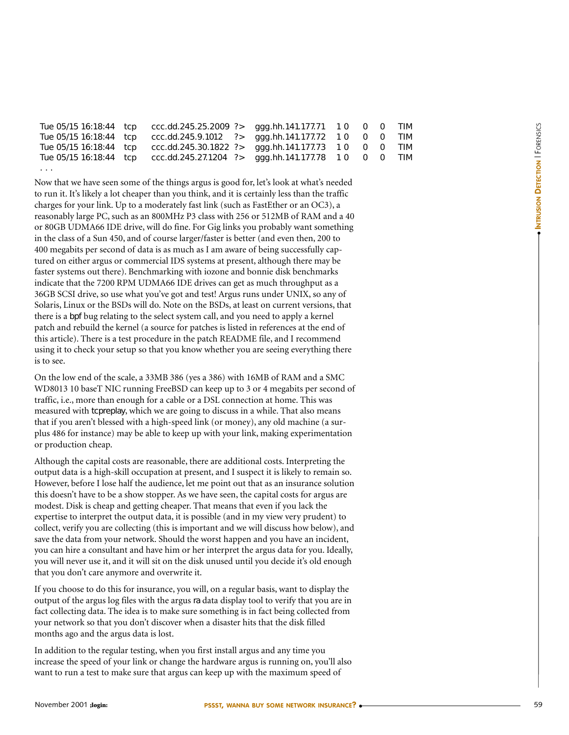```
Tue 05/15 16:18:44  tcp    ccc.dd.245.25.2009 ?>  ggg.hh.141.177.71  1 0    0    0    TIM
Tue 05/15 16:18:44  tcp    ccc.dd.245.9.1012   ?>  ggg.hh.141.177.72  1 0    0    0    TIM
Tue 05/15 16:18:44  tcp    ccc.dd.245.30.1822 ?>  ggg.hh.141.177.73  1 0    0    0    TIM
Tue 05/15 16:18:44  tcp    ccc.dd.245.27.1204 ?>  ggg.hh.141.177.78  1 0    0    0    TIM
. . .
```

Now that we have seen some of the things argus is good for, let's look at what's needed to run it. It's likely a lot cheaper than you think, and it is certainly less than the traffic charges for your link. Up to a moderately fast link (such as FastEther or an OC3), a reasonably large PC, such as an 800MHz P3 class with 256 or 512MB of RAM and a 40 or 80GB UDMA66 IDE drive, will do fine. For Gig links you probably want something in the class of a Sun 450, and of course larger/faster is better (and even then, 200 to 400 megabits per second of data is as much as I am aware of being successfully captured on either argus or commercial IDS systems at present, although there may be faster systems out there). Benchmarking with iozone and bonnie disk benchmarks indicate that the 7200 RPM UDMA66 IDE drives can get as much throughput as a 36GB SCSI drive, so use what you've got and test! Argus runs under UNIX, so any of Solaris, Linux or the BSDs will do. Note on the BSDs, at least on current versions, that there is a bpf bug relating to the select system call, and you need to apply a kernel patch and rebuild the kernel (a source for patches is listed in references at the end of this article). There is a test procedure in the patch README file, and I recommend using it to check your setup so that you know whether you are seeing everything there is to see.

On the low end of the scale, a 33MB 386 (yes a 386) with 16MB of RAM and a SMC WD8013 10 baseT NIC running FreeBSD can keep up to 3 or 4 megabits per second of traffic, i.e., more than enough for a cable or a DSL connection at home. This was measured with tcpreplay, which we are going to discuss in a while. That also means that if you aren't blessed with a high-speed link (or money), any old machine (a surplus 486 for instance) may be able to keep up with your link, making experimentation or production cheap.

Although the capital costs are reasonable, there are additional costs. Interpreting the output data is a high-skill occupation at present, and I suspect it is likely to remain so. However, before I lose half the audience, let me point out that as an insurance solution this doesn't have to be a show stopper. As we have seen, the capital costs for argus are modest. Disk is cheap and getting cheaper. That means that even if you lack the expertise to interpret the output data, it is possible (and in my view very prudent) to collect, verify you are collecting (this is important and we will discuss how below), and save the data from your network. Should the worst happen and you have an incident, you can hire a consultant and have him or her interpret the argus data for you. Ideally, you will never use it, and it will sit on the disk unused until you decide it's old enough that you don't care anymore and overwrite it.

If you choose to do this for insurance, you will, on a regular basis, want to display the output of the argus log files with the argus ra data display tool to verify that you are in fact collecting data. The idea is to make sure something is in fact being collected from your network so that you don't discover when a disaster hits that the disk filled months ago and the argus data is lost.

In addition to the regular testing, when you first install argus and any time you increase the speed of your link or change the hardware argus is running on, you'll also want to run a test to make sure that argus can keep up with the maximum speed of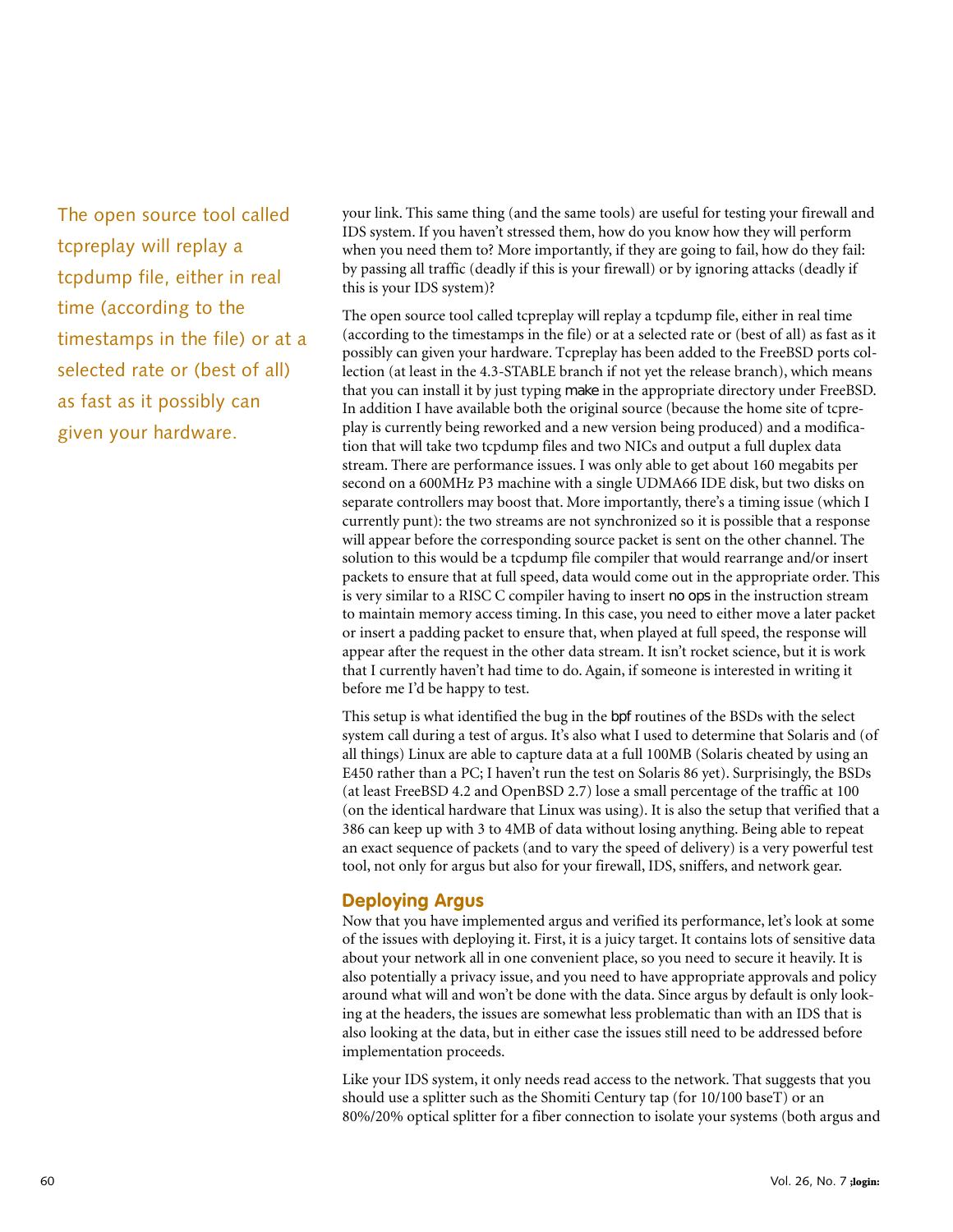your link. This same thing (and the same tools) are useful for testing your firewall and IDS system. If you haven't stressed them, how do you know how they will perform when you need them to? More importantly, if they are going to fail, how do they fail: by passing all traffic (deadly if this is your firewall) or by ignoring attacks (deadly if this is your IDS system)?

The open source tool called tcpreplay will replay a tcpdump file, either in real time (according to the timestamps in the file) or at a selected rate or (best of all) as fast as it possibly can given your hardware. Tcpreplay has been added to the FreeBSD ports collection (at least in the 4.3-STABLE branch if not yet the release branch), which means that you can install it by just typing make in the appropriate directory under FreeBSD. In addition I have available both the original source (because the home site of tcpreplay is currently being reworked and a new version being produced) and a modification that will take two tcpdump files and two NICs and output a full duplex data stream. There are performance issues. I was only able to get about 160 megabits per second on a 600MHz P3 machine with a single UDMA66 IDE disk, but two disks on separate controllers may boost that. More importantly, there's a timing issue (which I currently punt): the two streams are not synchronized so it is possible that a response will appear before the corresponding source packet is sent on the other channel. The solution to this would be a tcpdump file compiler that would rearrange and/or insert packets to ensure that at full speed, data would come out in the appropriate order. This is very similar to a RISC C compiler having to insert no ops in the instruction stream to maintain memory access timing. In this case, you need to either move a later packet or insert a padding packet to ensure that, when played at full speed, the response will appear after the request in the other data stream. It isn't rocket science, but it is work that I currently haven't had time to do. Again, if someone is interested in writing it before me I'd be happy to test.

This setup is what identified the bug in the bpf routines of the BSDs with the select system call during a test of argus. It's also what I used to determine that Solaris and (of all things) Linux are able to capture data at a full 100MB (Solaris cheated by using an E450 rather than a PC; I haven't run the test on Solaris 86 yet). Surprisingly, the BSDs (at least FreeBSD 4.2 and OpenBSD 2.7) lose a small percentage of the traffic at 100 (on the identical hardware that Linux was using). It is also the setup that verified that a 386 can keep up with 3 to 4MB of data without losing anything. Being able to repeat an exact sequence of packets (and to vary the speed of delivery) is a very powerful test tool, not only for argus but also for your firewall, IDS, sniffers, and network gear.

## Deploying Argus

Now that you have implemented argus and verified its performance, let's look at some of the issues with deploying it. First, it is a juicy target. It contains lots of sensitive data about your network all in one convenient place, so you need to secure it heavily. It is also potentially a privacy issue, and you need to have appropriate approvals and policy around what will and won't be done with the data. Since argus by default is only looking at the headers, the issues are somewhat less problematic than with an IDS that is also looking at the data, but in either case the issues still need to be addressed before implementation proceeds.

Like your IDS system, it only needs read access to the network. That suggests that you should use a splitter such as the Shomiti Century tap (for 10/100 baseT) or an 80%/20% optical splitter for a fiber connection to isolate your systems (both argus and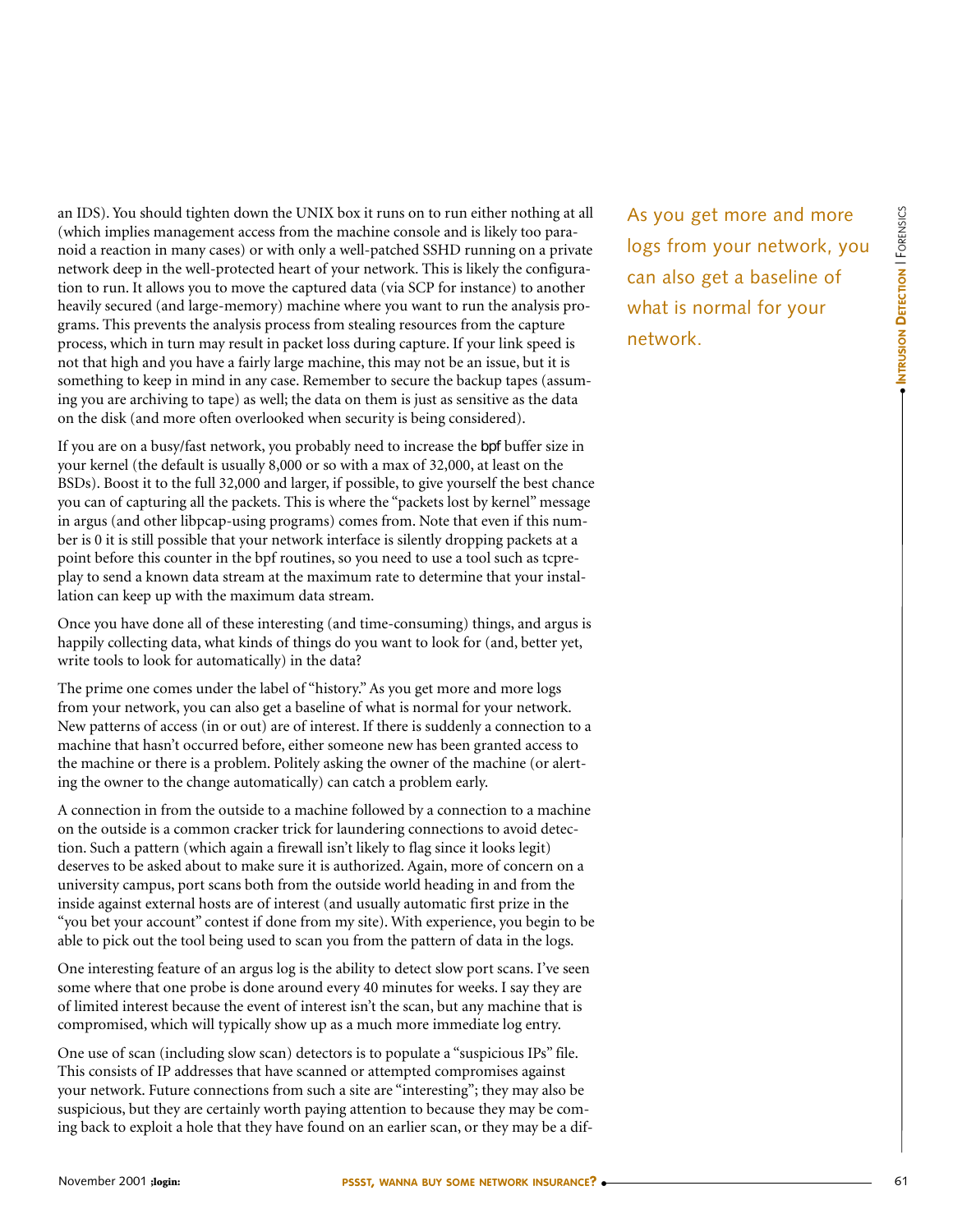an IDS). You should tighten down the UNIX box it runs on to run either nothing at all (which implies management access from the machine console and is likely too paranoid a reaction in many cases) or with only a well-patched SSHD running on a private network deep in the well-protected heart of your network. This is likely the configuration to run. It allows you to move the captured data (via SCP for instance) to another heavily secured (and large-memory) machine where you want to run the analysis programs. This prevents the analysis process from stealing resources from the capture process, which in turn may result in packet loss during capture. If your link speed is not that high and you have a fairly large machine, this may not be an issue, but it is something to keep in mind in any case. Remember to secure the backup tapes (assuming you are archiving to tape) as well; the data on them is just as sensitive as the data on the disk (and more often overlooked when security is being considered).

If you are on a busy/fast network, you probably need to increase the bpf buffer size in your kernel (the default is usually 8,000 or so with a max of 32,000, at least on the BSDs). Boost it to the full 32,000 and larger, if possible, to give yourself the best chance you can of capturing all the packets. This is where the "packets lost by kernel" message in argus (and other libpcap-using programs) comes from. Note that even if this number is 0 it is still possible that your network interface is silently dropping packets at a point before this counter in the bpf routines, so you need to use a tool such as tcpreplay to send a known data stream at the maximum rate to determine that your installation can keep up with the maximum data stream.

Once you have done all of these interesting (and time-consuming) things, and argus is happily collecting data, what kinds of things do you want to look for (and, better yet, write tools to look for automatically) in the data?

> As you get more and more logs from your network, you can also get a baseline of what is normal for your network.

The prime one comes under the label of "history." As you get more and more logs from your network, you can also get a baseline of what is normal for your network. New patterns of access (in or out) are of interest. If there is suddenly a connection to a machine that hasn't occurred before, either someone new has been granted access to the machine or there is a problem. Politely asking the owner of the machine (or alerting the owner to the change automatically) can catch a problem early.

A connection in from the outside to a machine followed by a connection to a machine on the outside is a common cracker trick for laundering connections to avoid detection. Such a pattern (which again a firewall isn't likely to flag since it looks legit) deserves to be asked about to make sure it is authorized. Again, more of concern on a university campus, port scans both from the outside world heading in and from the inside against external hosts are of interest (and usually automatic first prize in the "you bet your account" contest if done from my site). With experience, you begin to be able to pick out the tool being used to scan you from the pattern of data in the logs.

One interesting feature of an argus log is the ability to detect slow port scans. I've seen some where that one probe is done around every 40 minutes for weeks. I say they are of limited interest because the event of interest isn't the scan, but any machine that is compromised, which will typically show up as a much more immediate log entry.

One use of scan (including slow scan) detectors is to populate a "suspicious IPs" file. This consists of IP addresses that have scanned or attempted compromises against your network. Future connections from such a site are "interesting"; they may also be suspicious, but they are certainly worth paying attention to because they may be coming back to exploit a hole that they have found on an earlier scan, or they may be a dif-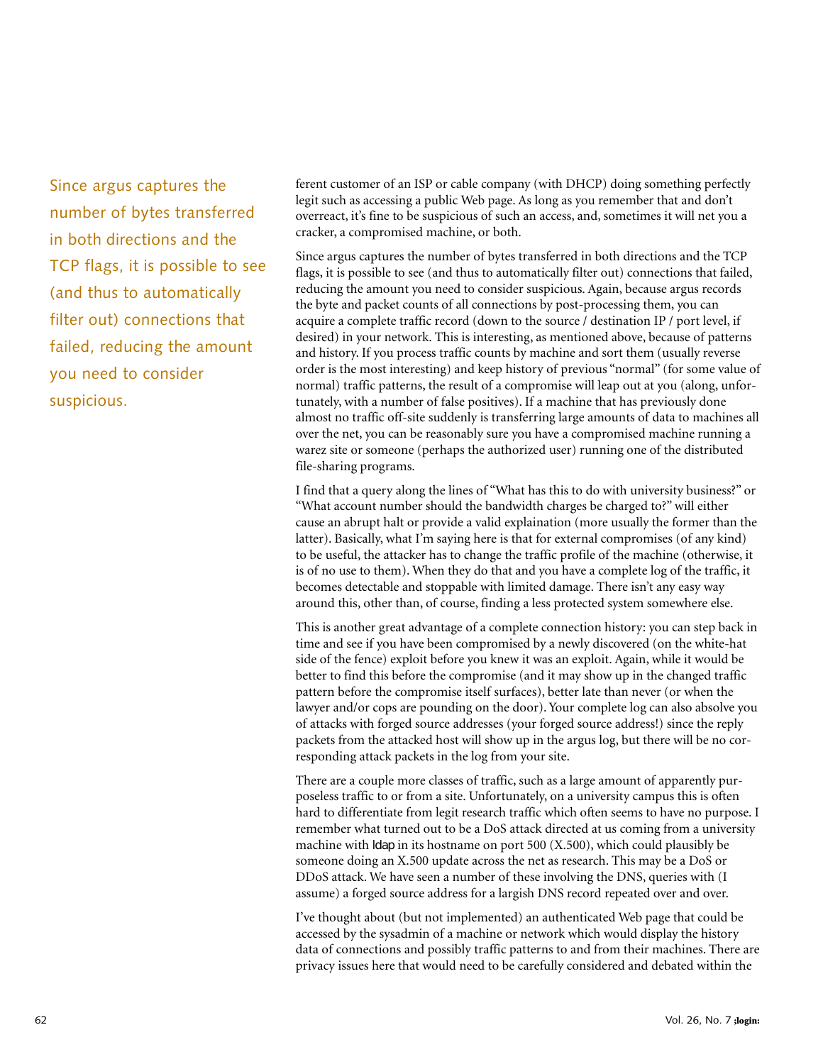ferent customer of an ISP or cable company (with DHCP) doing something perfectly legit such as accessing a public Web page. As long as you remember that and don't overreact, it's fine to be suspicious of such an access, and, sometimes it will net you a cracker, a compromised machine, or both.

Since argus captures the number of bytes transferred in both directions and the TCP flags, it is possible to see (and thus to automatically filter out) connections that failed, reducing the amount you need to consider suspicious.

Since argus captures the number of bytes transferred in both directions and the TCP flags, it is possible to see (and thus to automatically filter out) connections that failed, reducing the amount you need to consider suspicious. Again, because argus records the byte and packet counts of all connections by post-processing them, you can acquire a complete traffic record (down to the source / destination IP / port level, if desired) in your network. This is interesting, as mentioned above, because of patterns and history. If you process traffic counts by machine and sort them (usually reverse order is the most interesting) and keep history of previous "normal" (for some value of normal) traffic patterns, the result of a compromise will leap out at you (along, unfortunately, with a number of false positives). If a machine that has previously done almost no traffic off-site suddenly is transferring large amounts of data to machines all over the net, you can be reasonably sure you have a compromised machine running a warez site or someone (perhaps the authorized user) running one of the distributed file-sharing programs.

I find that a query along the lines of "What has this to do with university business?" or "What account number should the bandwidth charges be charged to?" will either cause an abrupt halt or provide a valid explaination (more usually the former than the latter). Basically, what I'm saying here is that for external compromises (of any kind) to be useful, the attacker has to change the traffic profile of the machine (otherwise, it is of no use to them). When they do that and you have a complete log of the traffic, it becomes detectable and stoppable with limited damage. There isn't any easy way around this, other than, of course, finding a less protected system somewhere else.

This is another great advantage of a complete connection history: you can step back in time and see if you have been compromised by a newly discovered (on the white-hat side of the fence) exploit before you knew it was an exploit. Again, while it would be better to find this before the compromise (and it may show up in the changed traffic pattern before the compromise itself surfaces), better late than never (or when the lawyer and/or cops are pounding on the door). Your complete log can also absolve you of attacks with forged source addresses (your forged source address!) since the reply packets from the attacked host will show up in the argus log, but there will be no corresponding attack packets in the log from your site.

There are a couple more classes of traffic, such as a large amount of apparently purposeless traffic to or from a site. Unfortunately, on a university campus this is often hard to differentiate from legit research traffic which often seems to have no purpose. I remember what turned out to be a DoS attack directed at us coming from a university machine with `ldap` in its hostname on port 500 (X.500), which could plausibly be someone doing an X.500 update across the net as research. This may be a DoS or DDoS attack. We have seen a number of these involving the DNS, queries with (I assume) a forged source address for a largish DNS record repeated over and over.

I've thought about (but not implemented) an authenticated Web page that could be accessed by the sysadmin of a machine or network which would display the history data of connections and possibly traffic patterns to and from their machines. There are privacy issues here that would need to be carefully considered and debated within the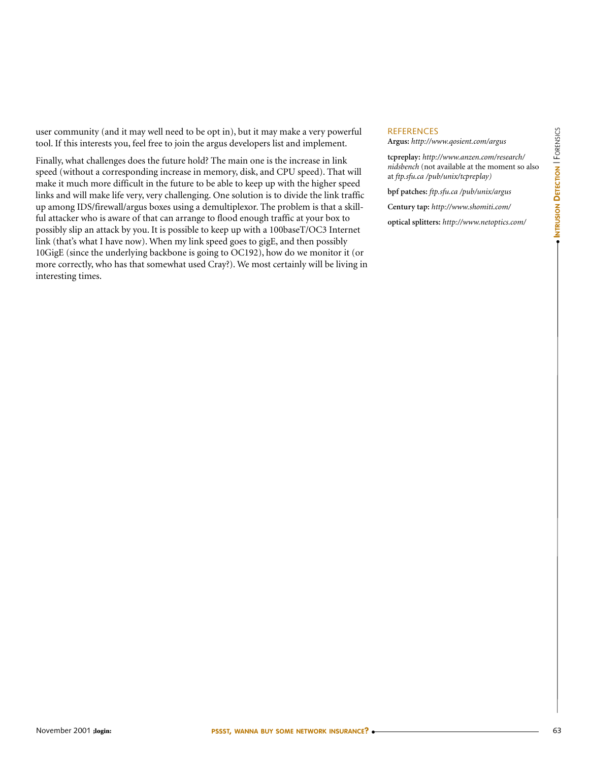user community (and it may well need to be opt in), but it may make a very powerful tool. If this interests you, feel free to join the argus developers list and implement.

Finally, what challenges does the future hold? The main one is the increase in link speed (without a corresponding increase in memory, disk, and CPU speed). That will make it much more difficult in the future to be able to keep up with the higher speed links and will make life very, very challenging. One solution is to divide the link traffic up among IDS/firewall/argus boxes using a demultiplexor. The problem is that a skillful attacker who is aware of that can arrange to flood enough traffic at your box to possibly slip an attack by you. It is possible to keep up with a 100baseT/OC3 Internet link (that's what I have now). When my link speed goes to gigE, and then possibly 10GigE (since the underlying backbone is going to OC192), how do we monitor it (or more correctly, who has that somewhat used Cray?). We most certainly will be living in interesting times.

## REFERENCES

**Argus:** *http://www.qosient.com/argus*

**tcpreplay:** *http://www.anzen.com/research/nidsbench* (not available at the moment so also at *ftp.sfu.ca /pub/unix/tcpreplay)*

**bpf patches:** *ftp.sfu.ca /pub/unix/argus*

**Century tap:** *http://www.shomiti.com/*

**optical splitters:** *http://www.netoptics.com/*